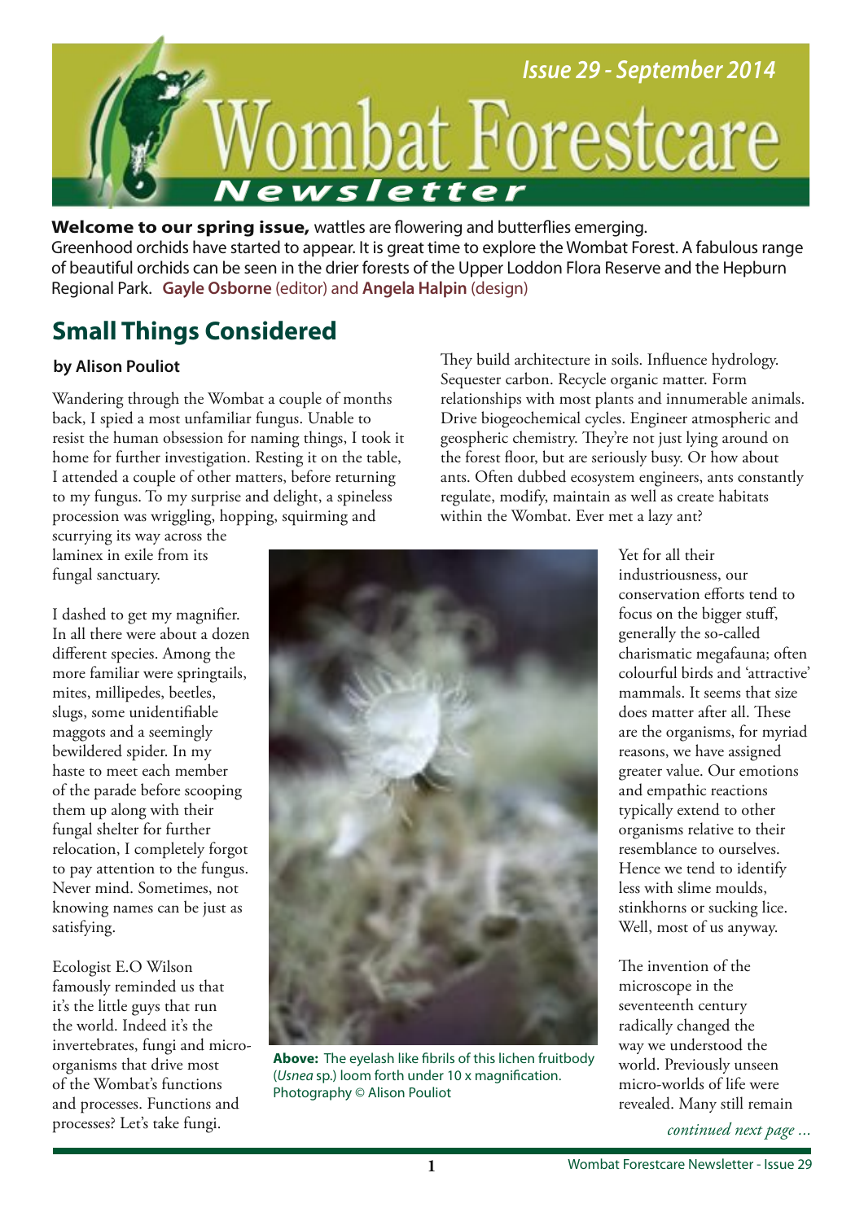# Wombat Forestcare Newsletter

Issue 29 - September 2014

**Welcome to our spring issue,** wattles are flowering and butterflies emerging. Greenhood orchids have started to appear. It is great time to explore the Wombat Forest. A fabulous range of beautiful orchids can be seen in the drier forests of the Upper Loddon Flora Reserve and the Hepburn Regional Park. **Gayle Osborne** (editor) and **Angela Halpin** (design)

## Small Things Considered

**by Alison Pouliot**

Wandering through the Wombat a couple of months back, I spied a most unfamiliar fungus. Unable to resist the human obsession for naming things, I took it home for further investigation. Resting it on the table, I attended a couple of other matters, before returning to my fungus. To my surprise and delight, a spineless procession was wriggling, hopping, squirming and scurrying its way across the laminex in exile from its fungal sanctuary.

I dashed to get my magnifier. In all there were about a dozen different species. Among the more familiar were springtails, mites, millipedes, beetles, slugs, some unidentifiable maggots and a seemingly bewildered spider. In my haste to meet each member of the parade before scooping them up along with their fungal shelter for further relocation, I completely forgot to pay attention to the fungus. Never mind. Sometimes, not knowing names can be just as satisfying.

Ecologist E.O Wilson famously reminded us that it's the little guys that run the world. Indeed it's the invertebrates, fungi and micro-organisms that drive most of the Wombat's functions and processes. Functions and processes? Let's take fungi.

They build architecture in soils. Influence hydrology. Sequester carbon. Recycle organic matter. Form relationships with most plants and innumerable animals. Drive biogeochemical cycles. Engineer atmospheric and geospheric chemistry. They're not just lying around on the forest floor, but are seriously busy. Or how about ants. Often dubbed ecosystem engineers, ants constantly regulate, modify, maintain as well as create habitats within the Wombat. Ever met a lazy ant?

**Above:** The eyelash like fibrils of this lichen fruitbody (*Usnea* sp.) loom forth under 10 x magnification. Photography © Alison Pouliot

Yet for all their industriousness, our conservation efforts tend to focus on the bigger stuff, generally the so-called charismatic megafauna; often colourful birds and 'attractive' mammals. It seems that size does matter after all. These are the organisms, for myriad reasons, we have assigned greater value. Our emotions and empathic reactions typically extend to other organisms relative to their resemblance to ourselves. Hence we tend to identify less with slime moulds, stinkhorns or sucking lice. Well, most of us anyway.

The invention of the microscope in the seventeenth century radically changed the way we understood the world. Previously unseen micro-worlds of life were revealed. Many still remain

*continued next page ...*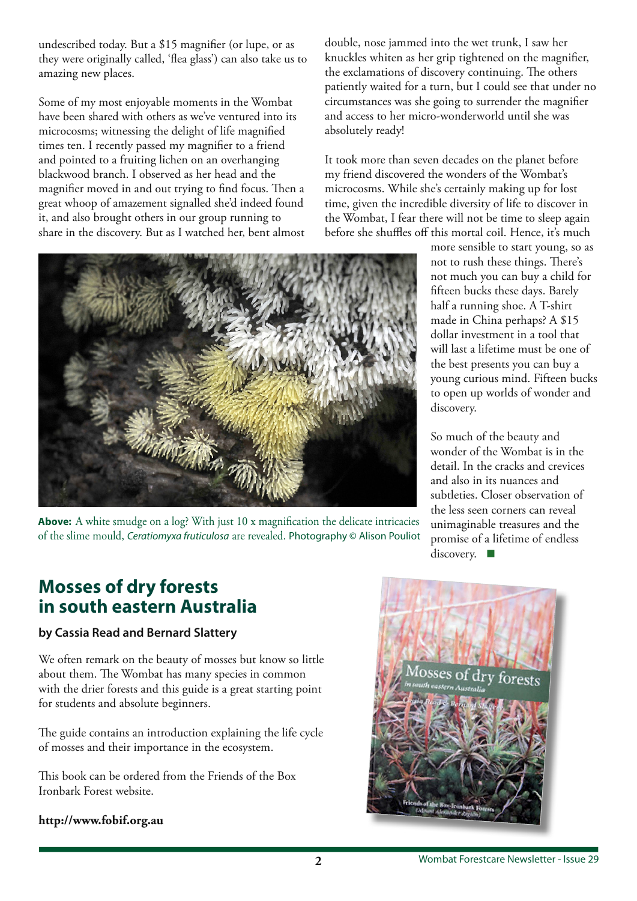undescribed today. But a $15 magnifier (or lupe, or as they were originally called, 'flea glass') can also take us to amazing new places.

Some of my most enjoyable moments in the Wombat have been shared with others as we've ventured into its microcosms; witnessing the delight of life magnified times ten. I recently passed my magnifier to a friend and pointed to a fruiting lichen on an overhanging blackwood branch. I observed as her head and the magnifier moved in and out trying to find focus. Then a great whoop of amazement signalled she'd indeed found it, and also brought others in our group running to share in the discovery. But as I watched her, bent almost double, nose jammed into the wet trunk, I saw her knuckles whiten as her grip tightened on the magnifier, the exclamations of discovery continuing. The others patiently waited for a turn, but I could see that under no circumstances was she going to surrender the magnifier and access to her micro-wonderworld until she was absolutely ready!

It took more than seven decades on the planet before my friend discovered the wonders of the Wombat's microcosms. While she's certainly making up for lost time, given the incredible diversity of life to discover in the Wombat, I fear there will not be time to sleep again before she shuffles off this mortal coil. Hence, it's much more sensible to start young, so as not to rush these things. There's not much you can buy a child for fifteen bucks these days. Barely half a running shoe. A T-shirt made in China perhaps? A $15 dollar investment in a tool that will last a lifetime must be one of the best presents you can buy a young curious mind. Fifteen bucks to open up worlds of wonder and discovery.

So much of the beauty and wonder of the Wombat is in the detail. In the cracks and crevices and also in its nuances and subtleties. Closer observation of the less seen corners can reveal unimaginable treasures and the promise of a lifetime of endless discovery. ■

**Above:** A white smudge on a log? With just 10 x magnification the delicate intricacies of the slime mould, *Ceratiomyxa fruticulosa* are revealed. Photography © Alison Pouliot

## Mosses of dry forests in south eastern Australia

**by Cassia Read and Bernard Slattery**

We often remark on the beauty of mosses but know so little about them. The Wombat has many species in common with the drier forests and this guide is a great starting point for students and absolute beginners.

The guide contains an introduction explaining the life cycle of mosses and their importance in the ecosystem.

This book can be ordered from the Friends of the Box Ironbark Forest website.

**http://www.fobif.org.au**